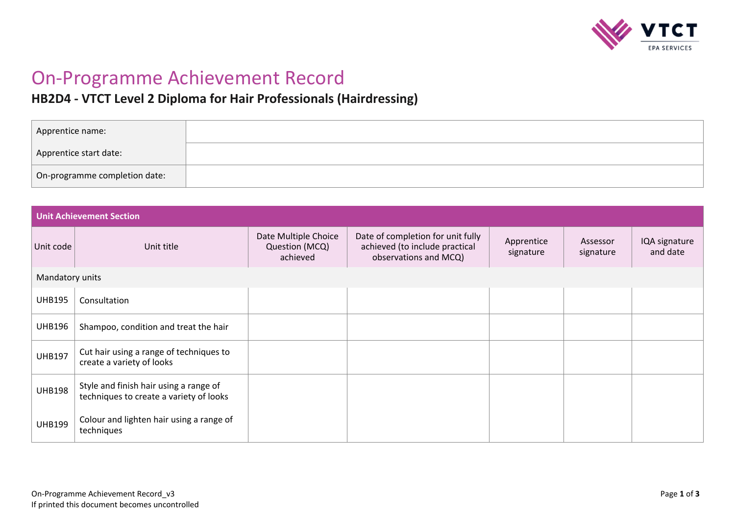# On-Programme Achievement Record

## HB2D4 - VTCT Level 2 Diploma for Hair Professionals (Hairdressing)

| Apprentice name: | |
|---|---|
| Apprentice start date: | |
| On-programme completion date: | |

| Unit Achievement Section | | | | | | |
|---|---|---|---|---|---|---|
| Unit code | Unit title | Date Multiple Choice Question (MCQ) achieved | Date of completion for unit fully achieved (to include practical observations and MCQ) | Apprentice signature | Assessor signature | IQA signature and date |
| Mandatory units | | | | | | |
| UHB195 | Consultation | | | | | |
| UHB196 | Shampoo, condition and treat the hair | | | | | |
| UHB197 | Cut hair using a range of techniques to create a variety of looks | | | | | |
| UHB198 | Style and finish hair using a range of techniques to create a variety of looks | | | | | |
| UHB199 | Colour and lighten hair using a range of techniques | | | | | |

On-Programme Achievement Record_v3
If printed this document becomes uncontrolled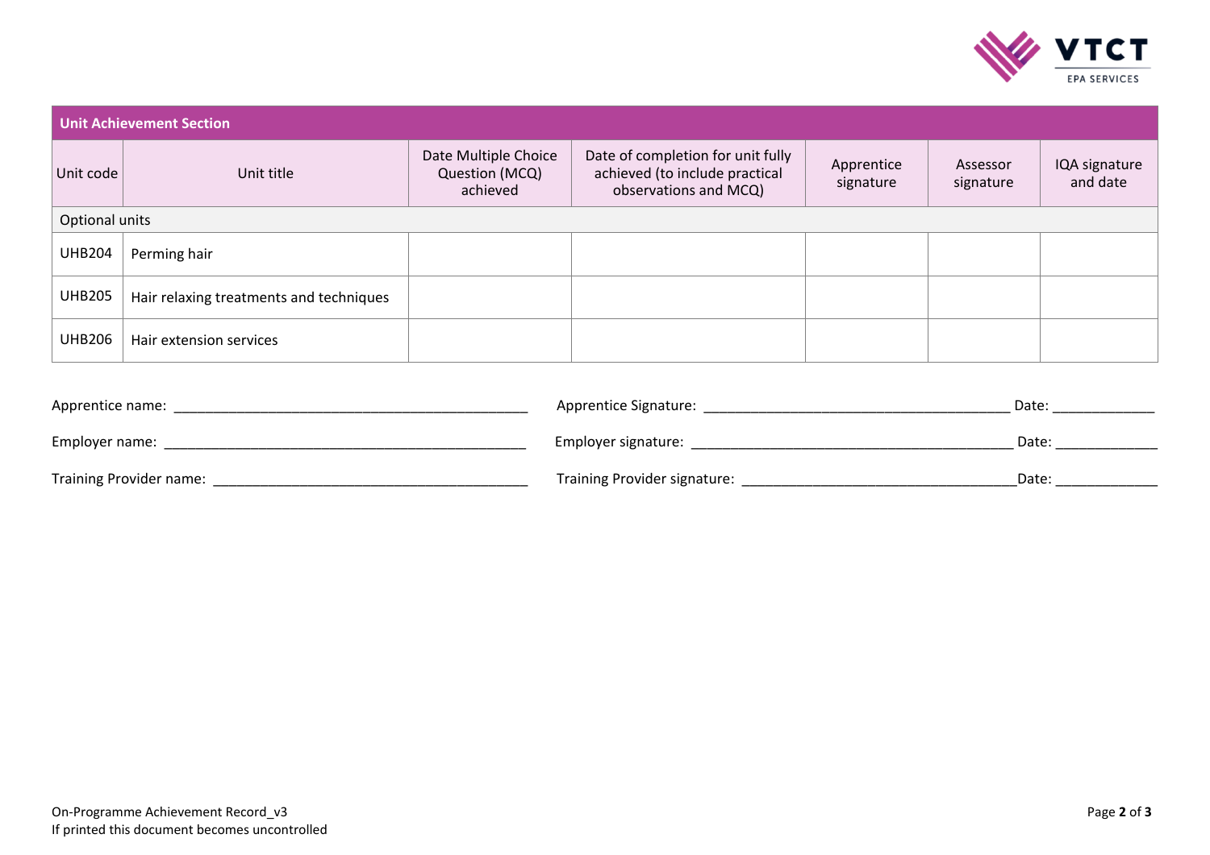| Unit Achievement Section | | | | | | |
|---|---|---|---|---|---|---|
| Unit code | Unit title | Date Multiple Choice Question (MCQ) achieved | Date of completion for unit fully achieved (to include practical observations and MCQ) | Apprentice signature | Assessor signature | IQA signature and date |
| Optional units | | | | | | |
| UHB204 | Perming hair | | | | | |
| UHB205 | Hair relaxing treatments and techniques | | | | | |
| UHB206 | Hair extension services | | | | | |

Apprentice name: ______________________________________________ Apprentice Signature: ________________________________________ Date: _____________

Employer name: _______________________________________________ Employer signature: ____________________________________________ Date: _____________

Training Provider name: __________________________________________ Training Provider signature: _____________________________________Date: _____________

On-Programme Achievement Record_v3
If printed this document becomes uncontrolled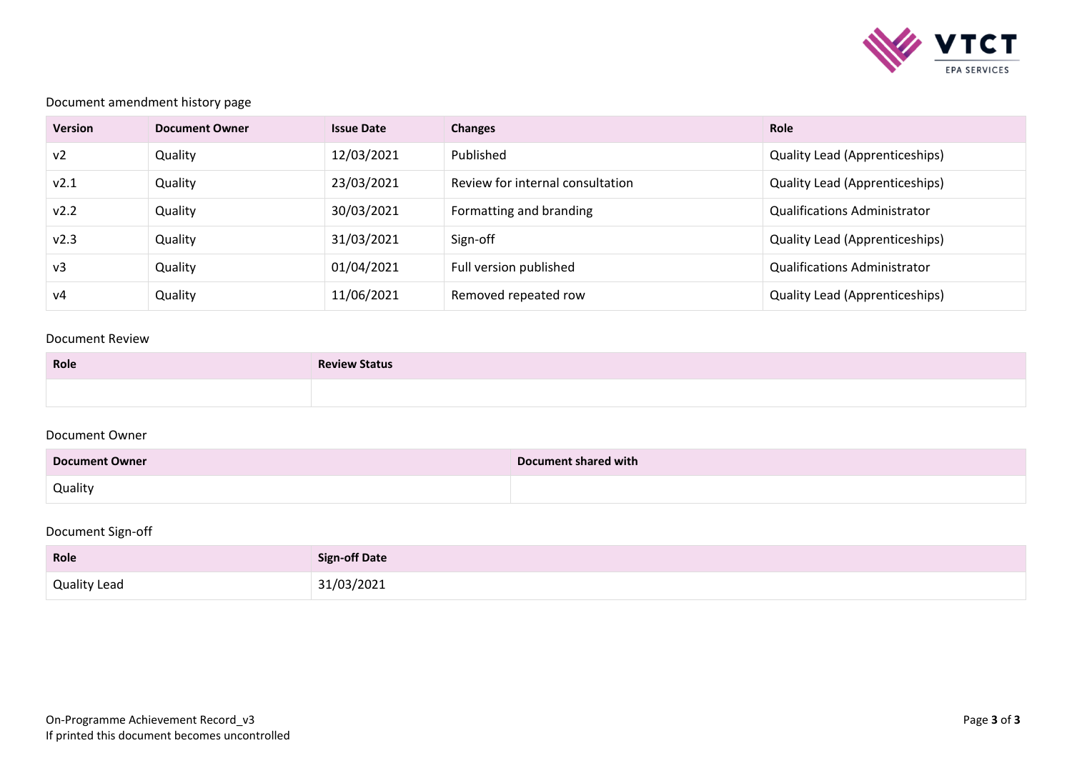Document amendment history page

| Version | Document Owner | Issue Date | Changes | Role |
|---|---|---|---|---|
| v2 | Quality | 12/03/2021 | Published | Quality Lead (Apprenticeships) |
| v2.1 | Quality | 23/03/2021 | Review for internal consultation | Quality Lead (Apprenticeships) |
| v2.2 | Quality | 30/03/2021 | Formatting and branding | Qualifications Administrator |
| v2.3 | Quality | 31/03/2021 | Sign-off | Quality Lead (Apprenticeships) |
| v3 | Quality | 01/04/2021 | Full version published | Qualifications Administrator |
| v4 | Quality | 11/06/2021 | Removed repeated row | Quality Lead (Apprenticeships) |

Document Review

| Role | Review Status |
|---|---|
| | |

Document Owner

| Document Owner | Document shared with |
|---|---|
| Quality | |

Document Sign-off

| Role | Sign-off Date |
|---|---|
| Quality Lead | 31/03/2021 |